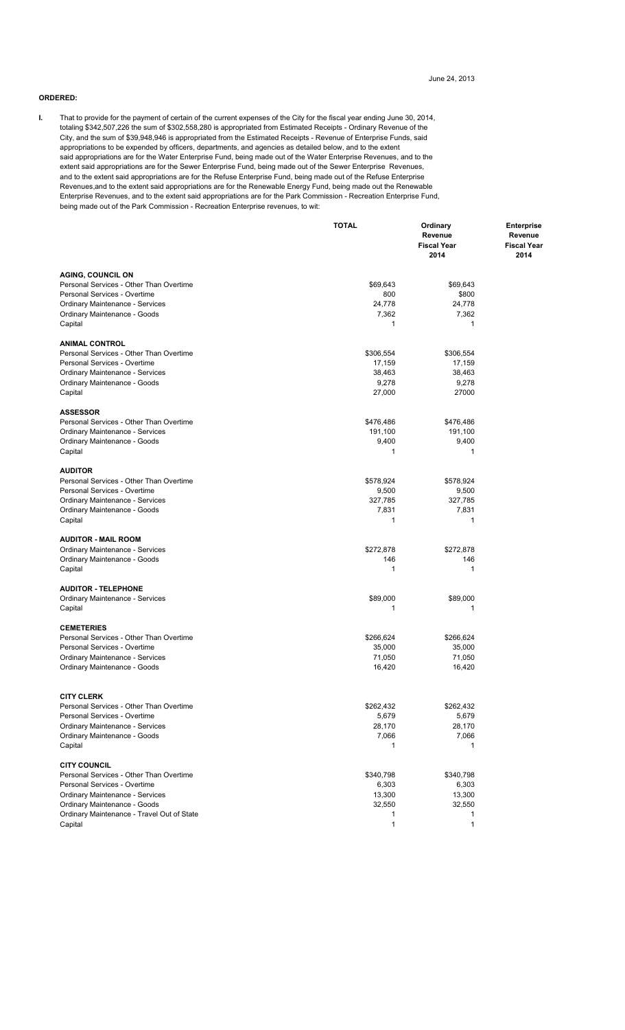June 24, 2013

**ORDERED:**

**I.** That to provide for the payment of certain of the current expenses of the City for the fiscal year ending June 30, 2014, totaling $342,507,226 the sum of $302,558,280 is appropriated from Estimated Receipts - Ordinary Revenue of the City, and the sum of $39,948,946 is appropriated from the Estimated Receipts - Revenue of Enterprise Funds, said appropriations to be expended by officers, departments, and agencies as detailed below, and to the extent said appropriations are for the Water Enterprise Fund, being made out of the Water Enterprise Revenues, and to the extent said appropriations are for the Sewer Enterprise Fund, being made out of the Sewer Enterprise Revenues, and to the extent said appropriations are for the Refuse Enterprise Fund, being made out of the Refuse Enterprise Revenues,and to the extent said appropriations are for the Renewable Energy Fund, being made out the Renewable Enterprise Revenues, and to the extent said appropriations are for the Park Commission - Recreation Enterprise Fund, being made out of the Park Commission - Recreation Enterprise revenues, to wit:

| | TOTAL | Ordinary Revenue Fiscal Year 2014 | Enterprise Revenue Fiscal Year 2014 |
|---|---|---|---|
| **AGING, COUNCIL ON** | | | |
| Personal Services - Other Than Overtime | $69,643 | $69,643 | |
| Personal Services - Overtime | 800 | $800 | |
| Ordinary Maintenance - Services | 24,778 | 24,778 | |
| Ordinary Maintenance - Goods | 7,362 | 7,362 | |
| Capital | 1 | 1 | |
| **ANIMAL CONTROL** | | | |
| Personal Services - Other Than Overtime | $306,554 | $306,554 | |
| Personal Services - Overtime | 17,159 | 17,159 | |
| Ordinary Maintenance - Services | 38,463 | 38,463 | |
| Ordinary Maintenance - Goods | 9,278 | 9,278 | |
| Capital | 27,000 | 27000 | |
| **ASSESSOR** | | | |
| Personal Services - Other Than Overtime | $476,486 | $476,486 | |
| Ordinary Maintenance - Services | 191,100 | 191,100 | |
| Ordinary Maintenance - Goods | 9,400 | 9,400 | |
| Capital | 1 | 1 | |
| **AUDITOR** | | | |
| Personal Services - Other Than Overtime | $578,924 | $578,924 | |
| Personal Services - Overtime | 9,500 | 9,500 | |
| Ordinary Maintenance - Services | 327,785 | 327,785 | |
| Ordinary Maintenance - Goods | 7,831 | 7,831 | |
| Capital | 1 | 1 | |
| **AUDITOR - MAIL ROOM** | | | |
| Ordinary Maintenance - Services | $272,878 | $272,878 | |
| Ordinary Maintenance - Goods | 146 | 146 | |
| Capital | 1 | 1 | |
| **AUDITOR - TELEPHONE** | | | |
| Ordinary Maintenance - Services | $89,000 | $89,000 | |
| Capital | 1 | 1 | |
| **CEMETERIES** | | | |
| Personal Services - Other Than Overtime | $266,624 | $266,624 | |
| Personal Services - Overtime | 35,000 | 35,000 | |
| Ordinary Maintenance - Services | 71,050 | 71,050 | |
| Ordinary Maintenance - Goods | 16,420 | 16,420 | |
| **CITY CLERK** | | | |
| Personal Services - Other Than Overtime | $262,432 | $262,432 | |
| Personal Services - Overtime | 5,679 | 5,679 | |
| Ordinary Maintenance - Services | 28,170 | 28,170 | |
| Ordinary Maintenance - Goods | 7,066 | 7,066 | |
| Capital | 1 | 1 | |
| **CITY COUNCIL** | | | |
| Personal Services - Other Than Overtime | $340,798 | $340,798 | |
| Personal Services - Overtime | 6,303 | 6,303 | |
| Ordinary Maintenance - Services | 13,300 | 13,300 | |
| Ordinary Maintenance - Goods | 32,550 | 32,550 | |
| Ordinary Maintenance - Travel Out of State | 1 | 1 | |
| Capital | 1 | 1 | |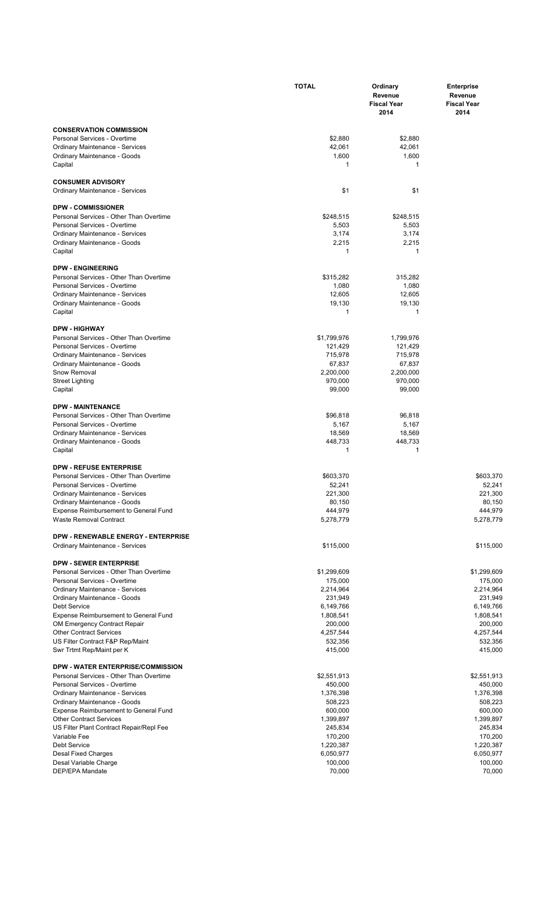| | TOTAL | Ordinary Revenue Fiscal Year 2014 | Enterprise Revenue Fiscal Year 2014 |
|---|---|---|---|
| **CONSERVATION COMMISSION** | | | |
| Personal Services - Overtime | $2,880 | $2,880 | |
| Ordinary Maintenance - Services | 42,061 | 42,061 | |
| Ordinary Maintenance - Goods | 1,600 | 1,600 | |
| Capital | 1 | 1 | |
| **CONSUMER ADVISORY** | | | |
| Ordinary Maintenance - Services | $1 | $1 | |
| **DPW - COMMISSIONER** | | | |
| Personal Services - Other Than Overtime | $248,515 | $248,515 | |
| Personal Services - Overtime | 5,503 | 5,503 | |
| Ordinary Maintenance - Services | 3,174 | 3,174 | |
| Ordinary Maintenance - Goods | 2,215 | 2,215 | |
| Capital | 1 | 1 | |
| **DPW - ENGINEERING** | | | |
| Personal Services - Other Than Overtime | $315,282 | 315,282 | |
| Personal Services - Overtime | 1,080 | 1,080 | |
| Ordinary Maintenance - Services | 12,605 | 12,605 | |
| Ordinary Maintenance - Goods | 19,130 | 19,130 | |
| Capital | 1 | 1 | |
| **DPW - HIGHWAY** | | | |
| Personal Services - Other Than Overtime | $1,799,976 | 1,799,976 | |
| Personal Services - Overtime | 121,429 | 121,429 | |
| Ordinary Maintenance - Services | 715,978 | 715,978 | |
| Ordinary Maintenance - Goods | 67,837 | 67,837 | |
| Snow Removal | 2,200,000 | 2,200,000 | |
| Street Lighting | 970,000 | 970,000 | |
| Capital | 99,000 | 99,000 | |
| **DPW - MAINTENANCE** | | | |
| Personal Services - Other Than Overtime | $96,818 | 96,818 | |
| Personal Services - Overtime | 5,167 | 5,167 | |
| Ordinary Maintenance - Services | 18,569 | 18,569 | |
| Ordinary Maintenance - Goods | 448,733 | 448,733 | |
| Capital | 1 | 1 | |
| **DPW - REFUSE ENTERPRISE** | | | |
| Personal Services - Other Than Overtime | $603,370 | | $603,370 |
| Personal Services - Overtime | 52,241 | | 52,241 |
| Ordinary Maintenance - Services | 221,300 | | 221,300 |
| Ordinary Maintenance - Goods | 80,150 | | 80,150 |
| Expense Reimbursement to General Fund | 444,979 | | 444,979 |
| Waste Removal Contract | 5,278,779 | | 5,278,779 |
| **DPW - RENEWABLE ENERGY - ENTERPRISE** | | | |
| Ordinary Maintenance - Services | $115,000 | | $115,000 |
| **DPW - SEWER ENTERPRISE** | | | |
| Personal Services - Other Than Overtime | $1,299,609 | | $1,299,609 |
| Personal Services - Overtime | 175,000 | | 175,000 |
| Ordinary Maintenance - Services | 2,214,964 | | 2,214,964 |
| Ordinary Maintenance - Goods | 231,949 | | 231,949 |
| Debt Service | 6,149,766 | | 6,149,766 |
| Expense Reimbursement to General Fund | 1,808,541 | | 1,808,541 |
| OM Emergency Contract Repair | 200,000 | | 200,000 |
| Other Contract Services | 4,257,544 | | 4,257,544 |
| US Filter Contract F&P Rep/Maint | 532,356 | | 532,356 |
| Swr Trtmt Rep/Maint per K | 415,000 | | 415,000 |
| **DPW - WATER ENTERPRISE/COMMISSION** | | | |
| Personal Services - Other Than Overtime | $2,551,913 | | $2,551,913 |
| Personal Services - Overtime | 450,000 | | 450,000 |
| Ordinary Maintenance - Services | 1,376,398 | | 1,376,398 |
| Ordinary Maintenance - Goods | 508,223 | | 508,223 |
| Expense Reimbursement to General Fund | 600,000 | | 600,000 |
| Other Contract Services | 1,399,897 | | 1,399,897 |
| US Filter Plant Contract Repair/Repl Fee | 245,834 | | 245,834 |
| Variable Fee | 170,200 | | 170,200 |
| Debt Service | 1,220,387 | | 1,220,387 |
| Desal Fixed Charges | 6,050,977 | | 6,050,977 |
| Desal Variable Charge | 100,000 | | 100,000 |
| DEP/EPA Mandate | 70,000 | | 70,000 |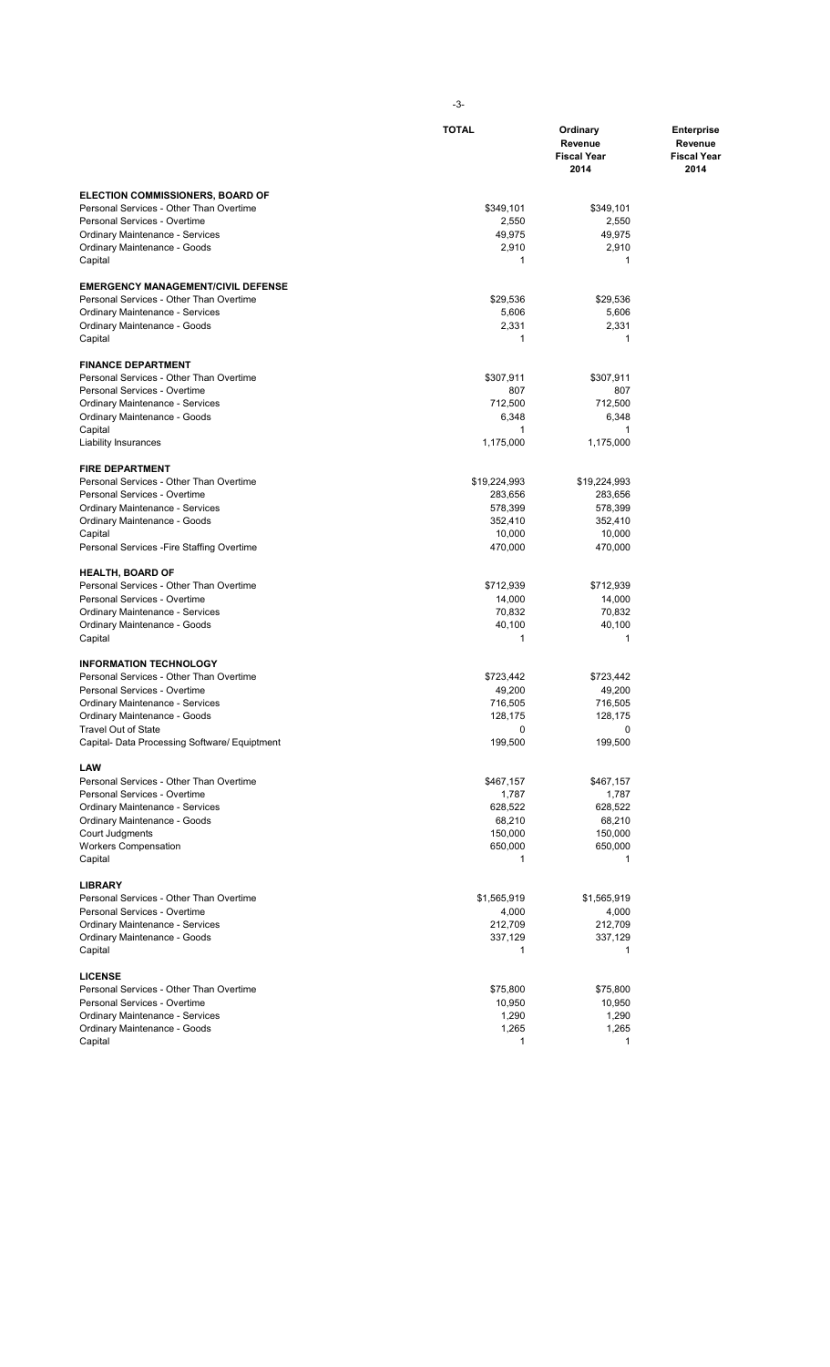| | TOTAL | Ordinary Revenue Fiscal Year 2014 | Enterprise Revenue Fiscal Year 2014 |
|---|---|---|---|
| **ELECTION COMMISSIONERS, BOARD OF** | | | |
| Personal Services - Other Than Overtime | $349,101 | $349,101 | |
| Personal Services - Overtime | 2,550 | 2,550 | |
| Ordinary Maintenance - Services | 49,975 | 49,975 | |
| Ordinary Maintenance - Goods | 2,910 | 2,910 | |
| Capital | 1 | 1 | |
| **EMERGENCY MANAGEMENT/CIVIL DEFENSE** | | | |
| Personal Services - Other Than Overtime | $29,536 | $29,536 | |
| Ordinary Maintenance - Services | 5,606 | 5,606 | |
| Ordinary Maintenance - Goods | 2,331 | 2,331 | |
| Capital | 1 | 1 | |
| **FINANCE DEPARTMENT** | | | |
| Personal Services - Other Than Overtime | $307,911 | $307,911 | |
| Personal Services - Overtime | 807 | 807 | |
| Ordinary Maintenance - Services | 712,500 | 712,500 | |
| Ordinary Maintenance - Goods | 6,348 | 6,348 | |
| Capital | 1 | 1 | |
| Liability Insurances | 1,175,000 | 1,175,000 | |
| **FIRE DEPARTMENT** | | | |
| Personal Services - Other Than Overtime | $19,224,993 | $19,224,993 | |
| Personal Services - Overtime | 283,656 | 283,656 | |
| Ordinary Maintenance - Services | 578,399 | 578,399 | |
| Ordinary Maintenance - Goods | 352,410 | 352,410 | |
| Capital | 10,000 | 10,000 | |
| Personal Services -Fire Staffing Overtime | 470,000 | 470,000 | |
| **HEALTH, BOARD OF** | | | |
| Personal Services - Other Than Overtime | $712,939 | $712,939 | |
| Personal Services - Overtime | 14,000 | 14,000 | |
| Ordinary Maintenance - Services | 70,832 | 70,832 | |
| Ordinary Maintenance - Goods | 40,100 | 40,100 | |
| Capital | 1 | 1 | |
| **INFORMATION TECHNOLOGY** | | | |
| Personal Services - Other Than Overtime | $723,442 | $723,442 | |
| Personal Services - Overtime | 49,200 | 49,200 | |
| Ordinary Maintenance - Services | 716,505 | 716,505 | |
| Ordinary Maintenance - Goods | 128,175 | 128,175 | |
| Travel Out of State | 0 | 0 | |
| Capital- Data Processing Software/ Equiptment | 199,500 | 199,500 | |
| **LAW** | | | |
| Personal Services - Other Than Overtime | $467,157 | $467,157 | |
| Personal Services - Overtime | 1,787 | 1,787 | |
| Ordinary Maintenance - Services | 628,522 | 628,522 | |
| Ordinary Maintenance - Goods | 68,210 | 68,210 | |
| Court Judgments | 150,000 | 150,000 | |
| Workers Compensation | 650,000 | 650,000 | |
| Capital | 1 | 1 | |
| **LIBRARY** | | | |
| Personal Services - Other Than Overtime | $1,565,919 | $1,565,919 | |
| Personal Services - Overtime | 4,000 | 4,000 | |
| Ordinary Maintenance - Services | 212,709 | 212,709 | |
| Ordinary Maintenance - Goods | 337,129 | 337,129 | |
| Capital | 1 | 1 | |
| **LICENSE** | | | |
| Personal Services - Other Than Overtime | $75,800 | $75,800 | |
| Personal Services - Overtime | 10,950 | 10,950 | |
| Ordinary Maintenance - Services | 1,290 | 1,290 | |
| Ordinary Maintenance - Goods | 1,265 | 1,265 | |
| Capital | 1 | 1 | |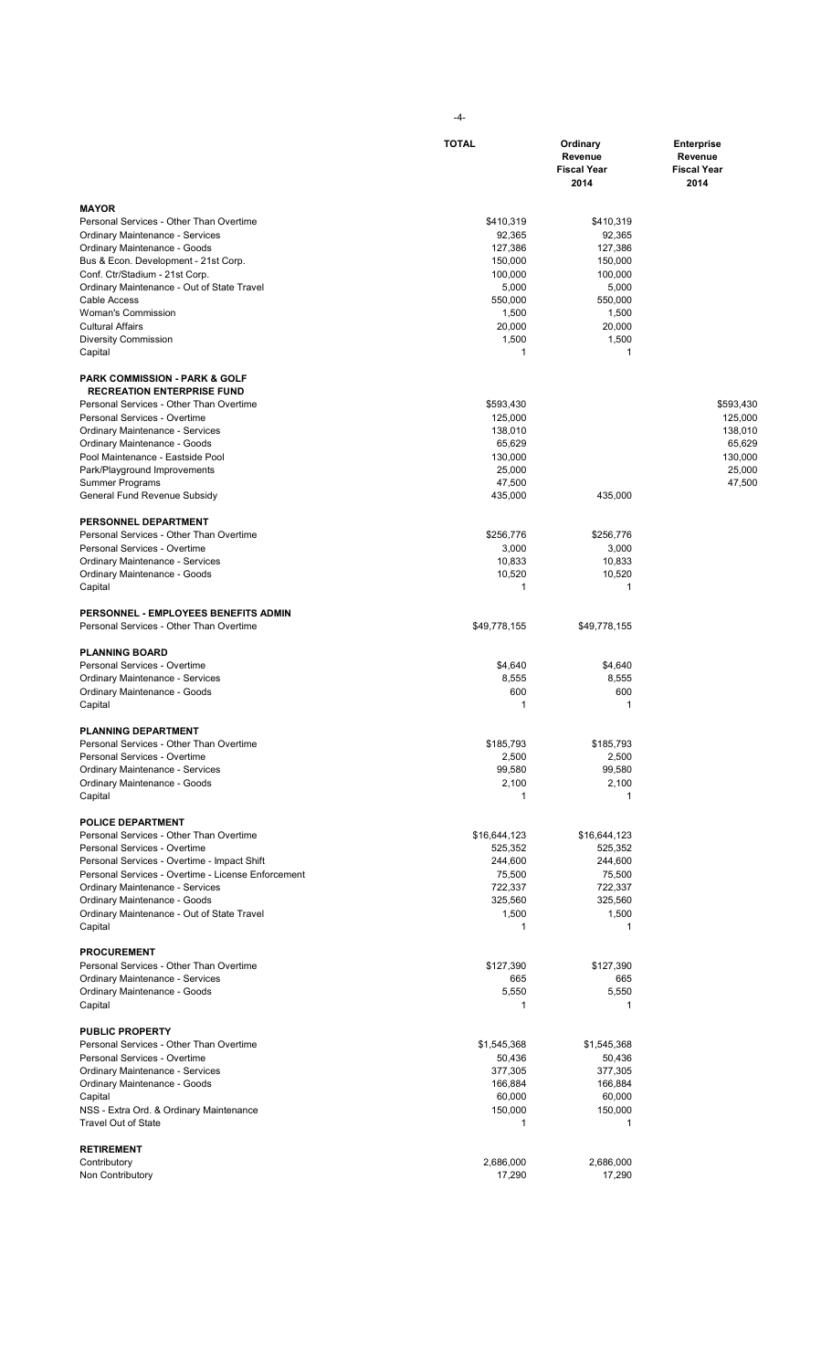| | TOTAL | Ordinary Revenue Fiscal Year 2014 | Enterprise Revenue Fiscal Year 2014 |
|---|---|---|---|
| **MAYOR** | | | |
| Personal Services - Other Than Overtime | $410,319 | $410,319 | |
| Ordinary Maintenance - Services | 92,365 | 92,365 | |
| Ordinary Maintenance - Goods | 127,386 | 127,386 | |
| Bus & Econ. Development - 21st Corp. | 150,000 | 150,000 | |
| Conf. Ctr/Stadium - 21st Corp. | 100,000 | 100,000 | |
| Ordinary Maintenance - Out of State Travel | 5,000 | 5,000 | |
| Cable Access | 550,000 | 550,000 | |
| Woman's Commission | 1,500 | 1,500 | |
| Cultural Affairs | 20,000 | 20,000 | |
| Diversity Commission | 1,500 | 1,500 | |
| Capital | 1 | 1 | |
| **PARK COMMISSION - PARK & GOLF RECREATION ENTERPRISE FUND** | | | |
| Personal Services - Other Than Overtime | $593,430 | | $593,430 |
| Personal Services - Overtime | 125,000 | | 125,000 |
| Ordinary Maintenance - Services | 138,010 | | 138,010 |
| Ordinary Maintenance - Goods | 65,629 | | 65,629 |
| Pool Maintenance - Eastside Pool | 130,000 | | 130,000 |
| Park/Playground Improvements | 25,000 | | 25,000 |
| Summer Programs | 47,500 | | 47,500 |
| General Fund Revenue Subsidy | 435,000 | 435,000 | |
| **PERSONNEL DEPARTMENT** | | | |
| Personal Services - Other Than Overtime | $256,776 | $256,776 | |
| Personal Services - Overtime | 3,000 | 3,000 | |
| Ordinary Maintenance - Services | 10,833 | 10,833 | |
| Ordinary Maintenance - Goods | 10,520 | 10,520 | |
| Capital | 1 | 1 | |
| **PERSONNEL - EMPLOYEES BENEFITS ADMIN** | | | |
| Personal Services - Other Than Overtime | $49,778,155 | $49,778,155 | |
| **PLANNING BOARD** | | | |
| Personal Services - Overtime | $4,640 | $4,640 | |
| Ordinary Maintenance - Services | 8,555 | 8,555 | |
| Ordinary Maintenance - Goods | 600 | 600 | |
| Capital | 1 | 1 | |
| **PLANNING DEPARTMENT** | | | |
| Personal Services - Other Than Overtime | $185,793 | $185,793 | |
| Personal Services - Overtime | 2,500 | 2,500 | |
| Ordinary Maintenance - Services | 99,580 | 99,580 | |
| Ordinary Maintenance - Goods | 2,100 | 2,100 | |
| Capital | 1 | 1 | |
| **POLICE DEPARTMENT** | | | |
| Personal Services - Other Than Overtime | $16,644,123 | $16,644,123 | |
| Personal Services - Overtime | 525,352 | 525,352 | |
| Personal Services - Overtime - Impact Shift | 244,600 | 244,600 | |
| Personal Services - Overtime - License Enforcement | 75,500 | 75,500 | |
| Ordinary Maintenance - Services | 722,337 | 722,337 | |
| Ordinary Maintenance - Goods | 325,560 | 325,560 | |
| Ordinary Maintenance - Out of State Travel | 1,500 | 1,500 | |
| Capital | 1 | 1 | |
| **PROCUREMENT** | | | |
| Personal Services - Other Than Overtime | $127,390 | $127,390 | |
| Ordinary Maintenance - Services | 665 | 665 | |
| Ordinary Maintenance - Goods | 5,550 | 5,550 | |
| Capital | 1 | 1 | |
| **PUBLIC PROPERTY** | | | |
| Personal Services - Other Than Overtime | $1,545,368 | $1,545,368 | |
| Personal Services - Overtime | 50,436 | 50,436 | |
| Ordinary Maintenance - Services | 377,305 | 377,305 | |
| Ordinary Maintenance - Goods | 166,884 | 166,884 | |
| Capital | 60,000 | 60,000 | |
| NSS - Extra Ord. & Ordinary Maintenance | 150,000 | 150,000 | |
| Travel Out of State | 1 | 1 | |
| **RETIREMENT** | | | |
| Contributory | 2,686,000 | 2,686,000 | |
| Non Contributory | 17,290 | 17,290 | |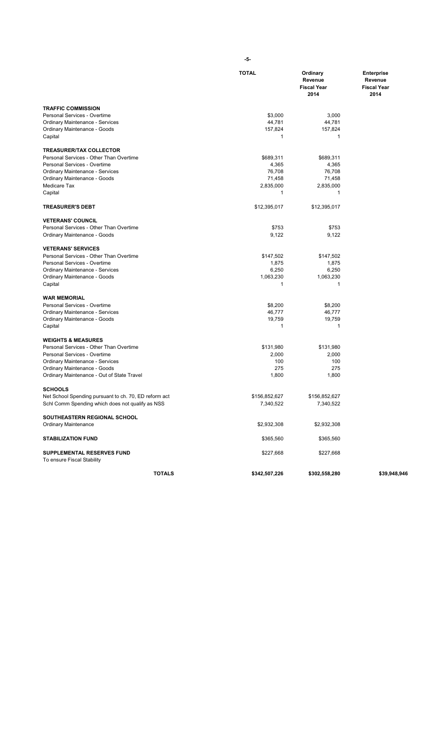| | TOTAL | Ordinary Revenue Fiscal Year 2014 | Enterprise Revenue Fiscal Year 2014 |
|---|---|---|---|
| **TRAFFIC COMMISSION** | | | |
| Personal Services - Overtime | $3,000 | 3,000 | |
| Ordinary Maintenance - Services | 44,781 | 44,781 | |
| Ordinary Maintenance - Goods | 157,824 | 157,824 | |
| Capital | 1 | 1 | |
| **TREASURER/TAX COLLECTOR** | | | |
| Personal Services - Other Than Overtime | $689,311 | $689,311 | |
| Personal Services - Overtime | 4,365 | 4,365 | |
| Ordinary Maintenance - Services | 76,708 | 76,708 | |
| Ordinary Maintenance - Goods | 71,458 | 71,458 | |
| Medicare Tax | 2,835,000 | 2,835,000 | |
| Capital | 1 | 1 | |
| **TREASURER'S DEBT** | $12,395,017 | $12,395,017 | |
| **VETERANS' COUNCIL** | | | |
| Personal Services - Other Than Overtime | $753 | $753 | |
| Ordinary Maintenance - Goods | 9,122 | 9,122 | |
| **VETERANS' SERVICES** | | | |
| Personal Services - Other Than Overtime | $147,502 | $147,502 | |
| Personal Services - Overtime | 1,875 | 1,875 | |
| Ordinary Maintenance - Services | 6,250 | 6,250 | |
| Ordinary Maintenance - Goods | 1,063,230 | 1,063,230 | |
| Capital | 1 | 1 | |
| **WAR MEMORIAL** | | | |
| Personal Services - Overtime | $8,200 | $8,200 | |
| Ordinary Maintenance - Services | 46,777 | 46,777 | |
| Ordinary Maintenance - Goods | 19,759 | 19,759 | |
| Capital | 1 | 1 | |
| **WEIGHTS & MEASURES** | | | |
| Personal Services - Other Than Overtime | $131,980 | $131,980 | |
| Personal Services - Overtime | 2,000 | 2,000 | |
| Ordinary Maintenance - Services | 100 | 100 | |
| Ordinary Maintenance - Goods | 275 | 275 | |
| Ordinary Maintenance - Out of State Travel | 1,800 | 1,800 | |
| **SCHOOLS** | | | |
| Net School Spending pursuant to ch. 70, ED reform act | $156,852,627 | $156,852,627 | |
| Schl Comm Spending which does not qualify as NSS | 7,340,522 | 7,340,522 | |
| **SOUTHEASTERN REGIONAL SCHOOL** | | | |
| Ordinary Maintenance | $2,932,308 | $2,932,308 | |
| **STABILIZATION FUND** | $365,560 | $365,560 | |
| **SUPPLEMENTAL RESERVES FUND** To ensure Fiscal Stability | $227,668 | $227,668 | |
| **TOTALS** | **$342,507,226** | **$302,558,280** | **$39,948,946** |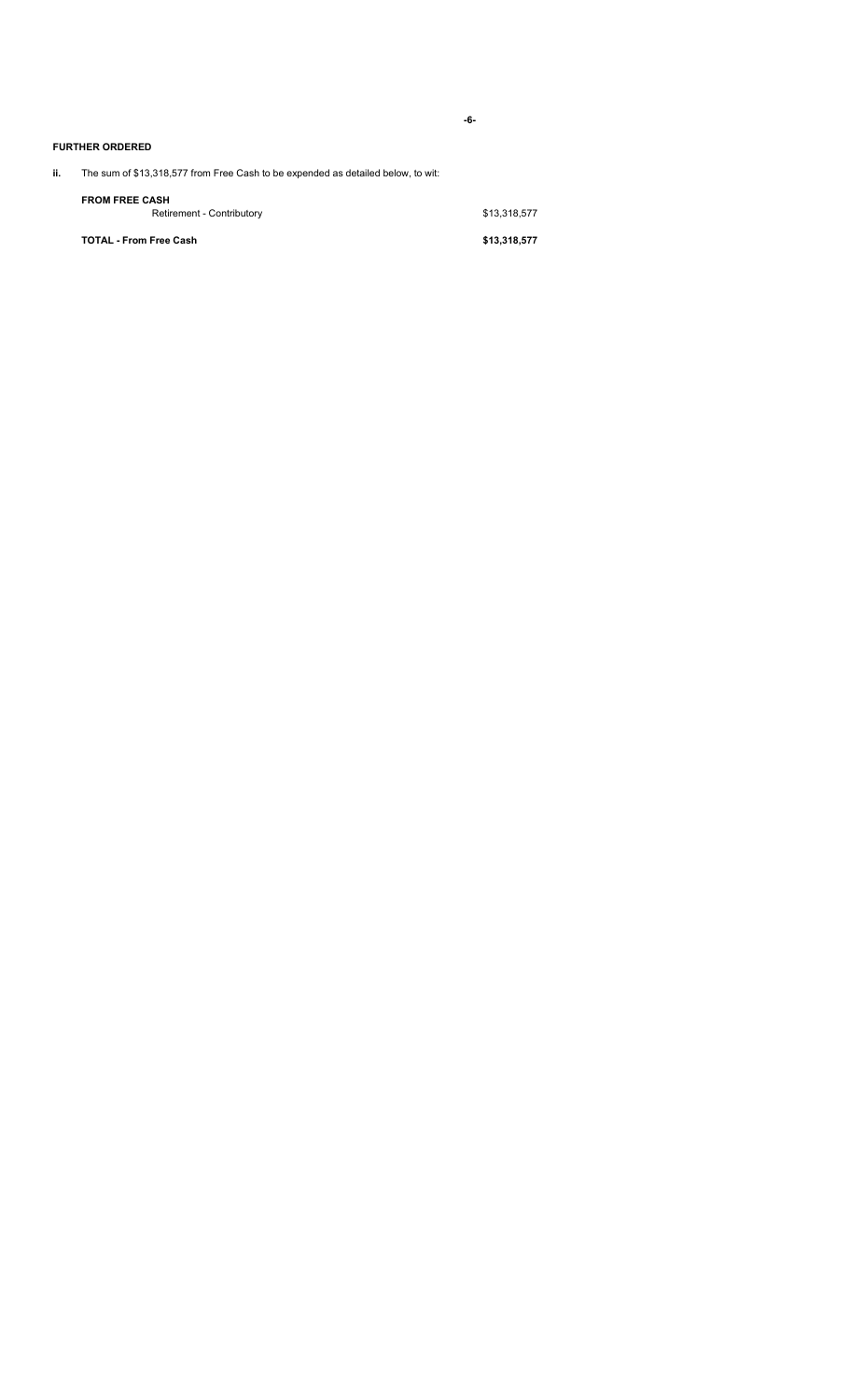**FURTHER ORDERED**

ii. The sum of $13,318,577 from Free Cash to be expended as detailed below, to wit:

| | |
|---|---|
| **FROM FREE CASH** | |
| Retirement - Contributory | $13,318,577 |
| **TOTAL - From Free Cash** | **$13,318,577** |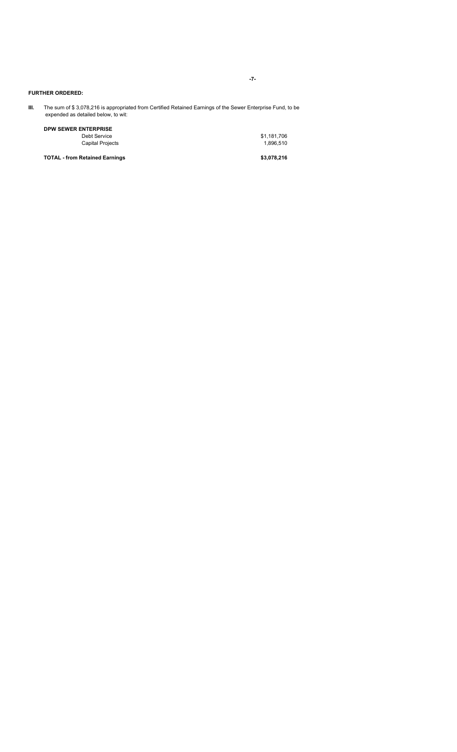**FURTHER ORDERED:**

**III.** The sum of $ 3,078,216 is appropriated from Certified Retained Earnings of the Sewer Enterprise Fund, to be expended as detailed below, to wit:

| **DPW SEWER ENTERPRISE** | |
|---|---|
| Debt Service | $1,181,706 |
| Capital Projects | 1,896,510 |
| **TOTAL - from Retained Earnings** | **$3,078,216** |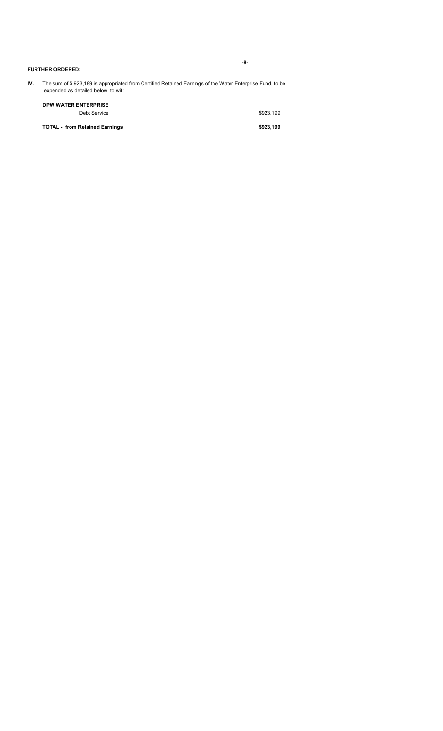**FURTHER ORDERED:**

**IV.** The sum of $ 923,199 is appropriated from Certified Retained Earnings of the Water Enterprise Fund, to be expended as detailed below, to wit:

| | |
|---|---|
| **DPW WATER ENTERPRISE** | |
| Debt Service | $923,199 |
| **TOTAL - from Retained Earnings** | **$923,199** |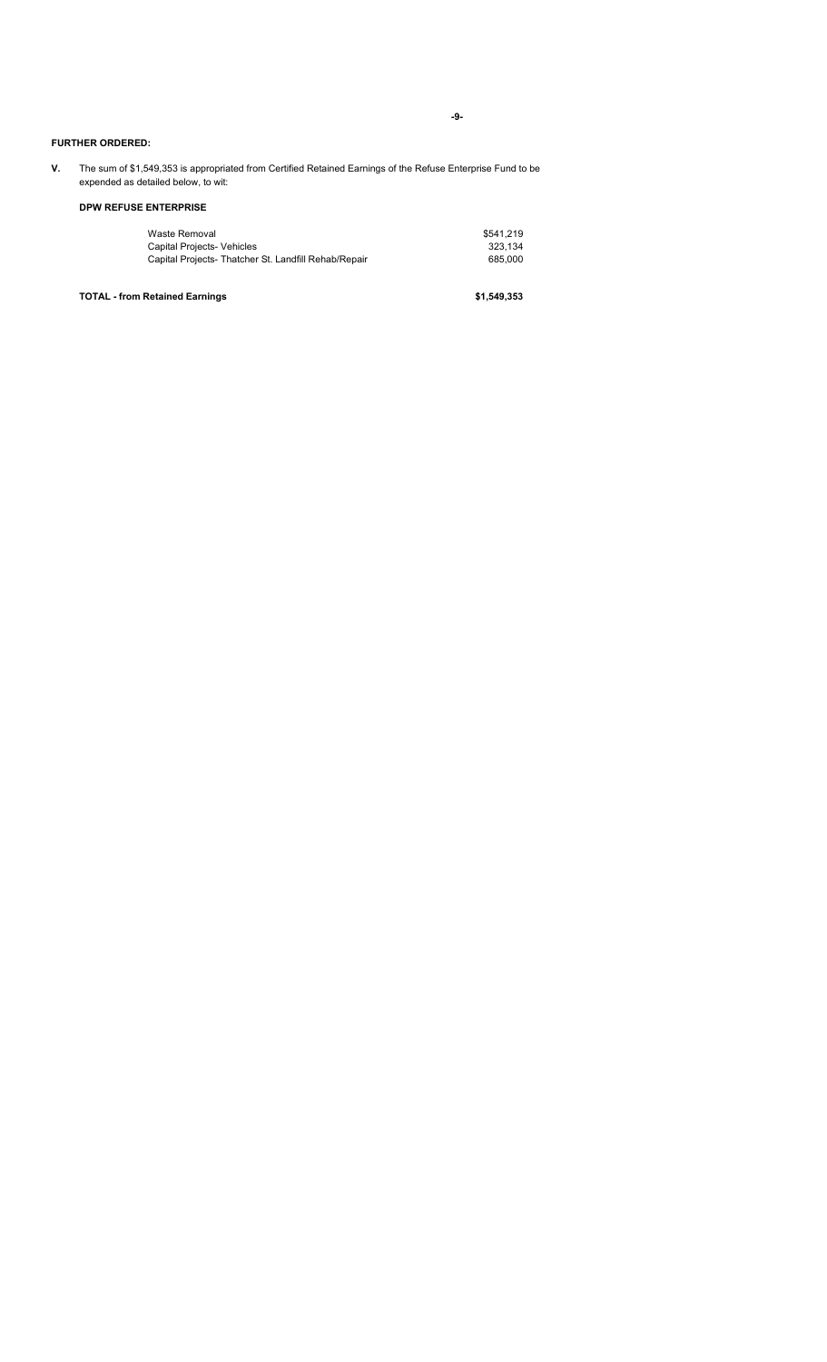**FURTHER ORDERED:**

**V.** The sum of $1,549,353 is appropriated from Certified Retained Earnings of the Refuse Enterprise Fund to be expended as detailed below, to wit:

**DPW REFUSE ENTERPRISE**

| | |
|---|---|
| Waste Removal | $541,219 |
| Capital Projects- Vehicles | 323,134 |
| Capital Projects- Thatcher St. Landfill Rehab/Repair | 685,000 |
| **TOTAL - from Retained Earnings** | **$1,549,353** |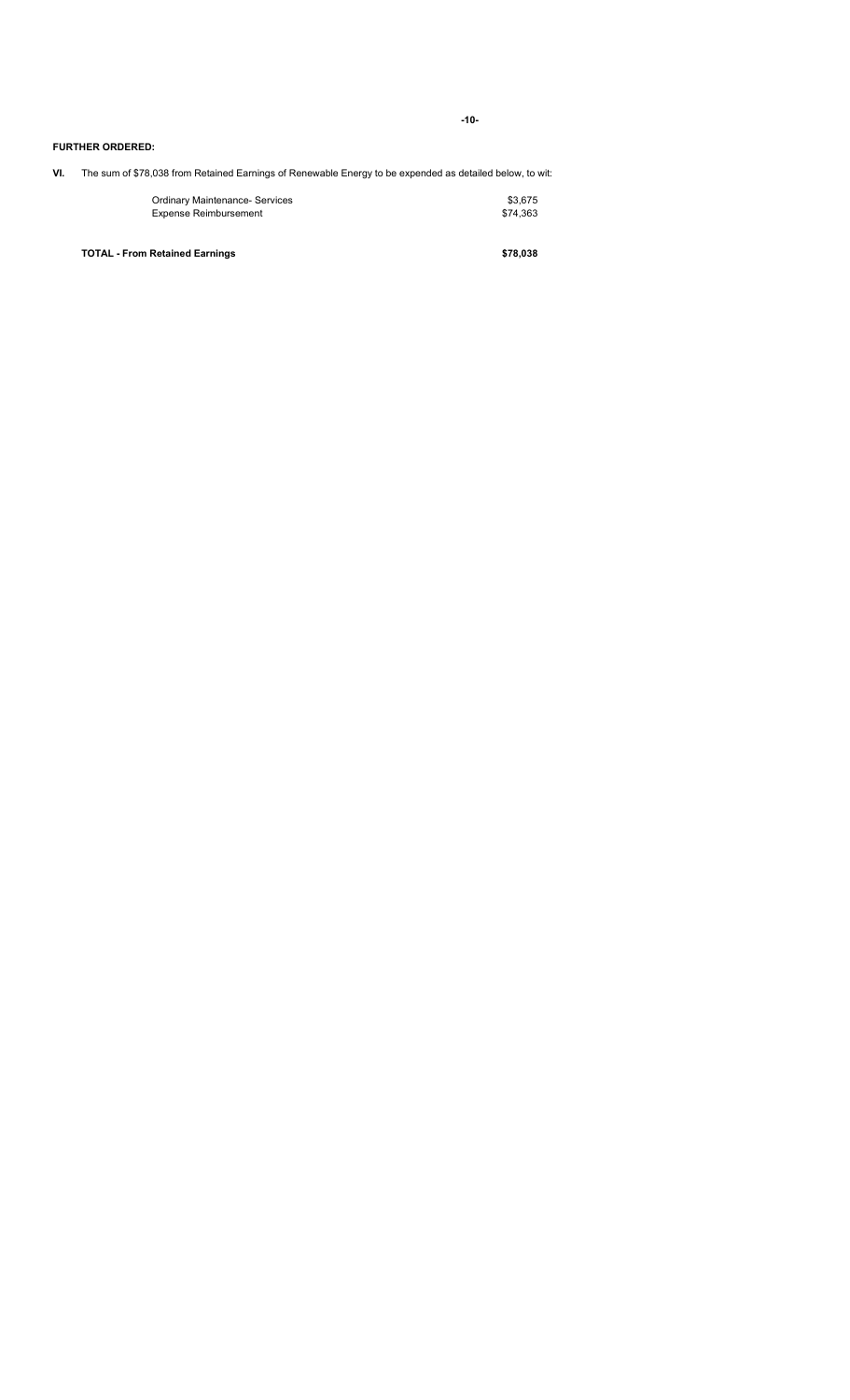**FURTHER ORDERED:**

**VI.** The sum of $78,038 from Retained Earnings of Renewable Energy to be expended as detailed below, to wit:

| | |
|---|---|
| Ordinary Maintenance- Services | $3,675 |
| Expense Reimbursement | $74,363 |
| **TOTAL - From Retained Earnings** | **$78,038** |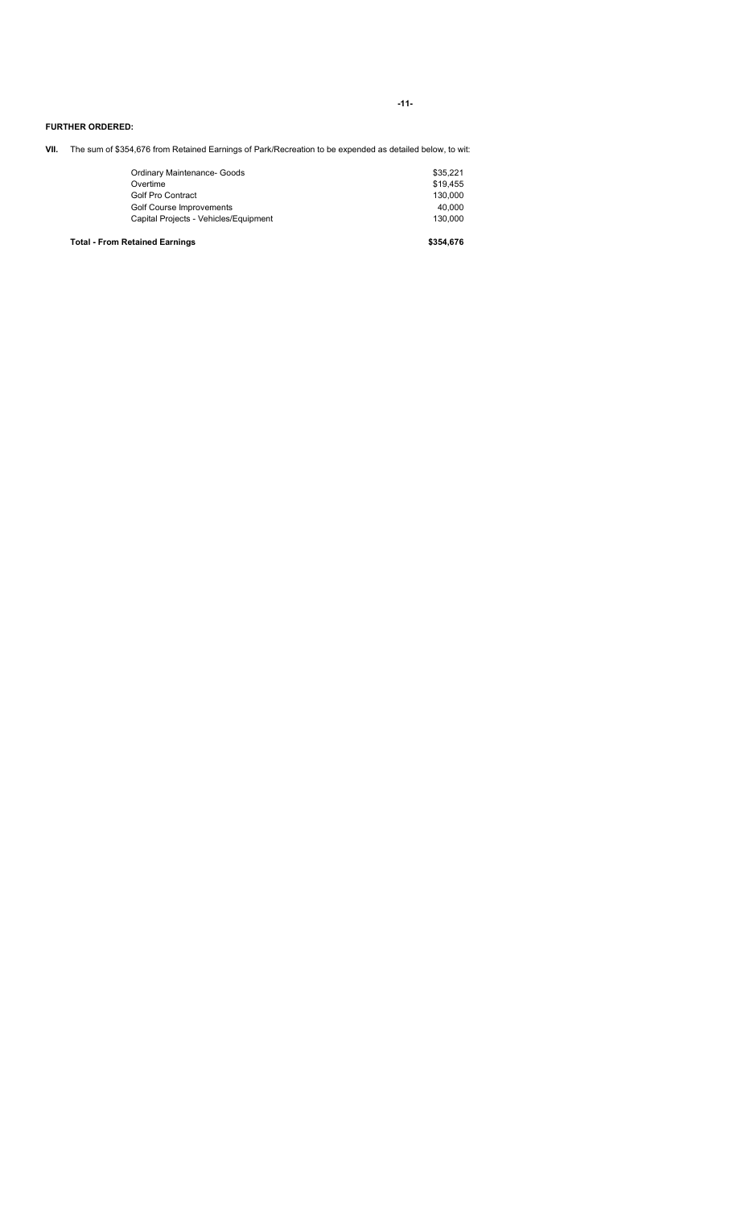**FURTHER ORDERED:**

**VII.** The sum of $354,676 from Retained Earnings of Park/Recreation to be expended as detailed below, to wit:

| | |
|---|---|
| Ordinary Maintenance- Goods | $35,221 |
| Overtime | $19,455 |
| Golf Pro Contract | 130,000 |
| Golf Course Improvements | 40,000 |
| Capital Projects - Vehicles/Equipment | 130,000 |
| **Total - From Retained Earnings** | **$354,676** |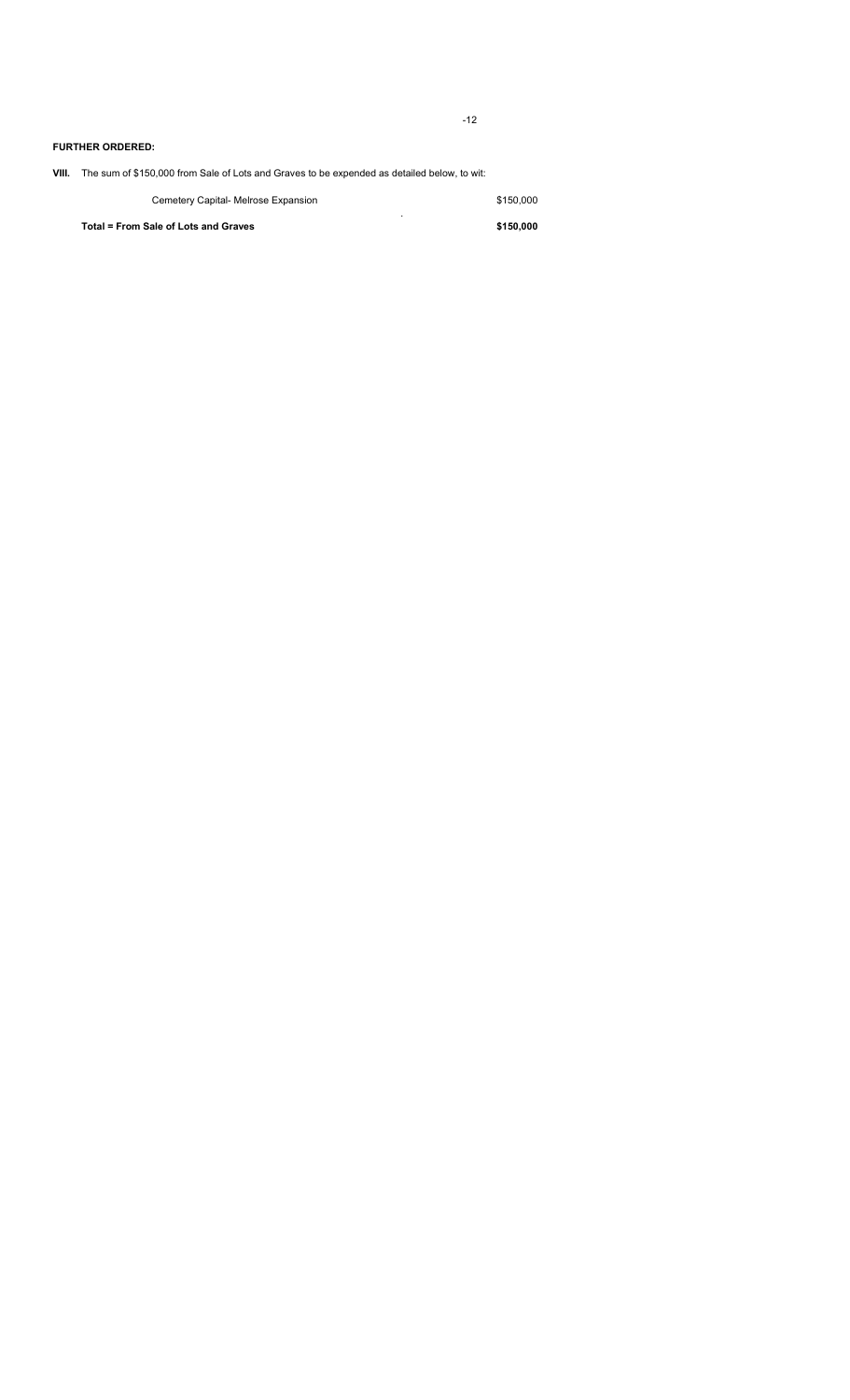**FURTHER ORDERED:**

**VIII.** The sum of $150,000 from Sale of Lots and Graves to be expended as detailed below, to wit:

| | |
|---|---|
| Cemetery Capital- Melrose Expansion | $150,000 |
| **Total = From Sale of Lots and Graves** | **$150,000** |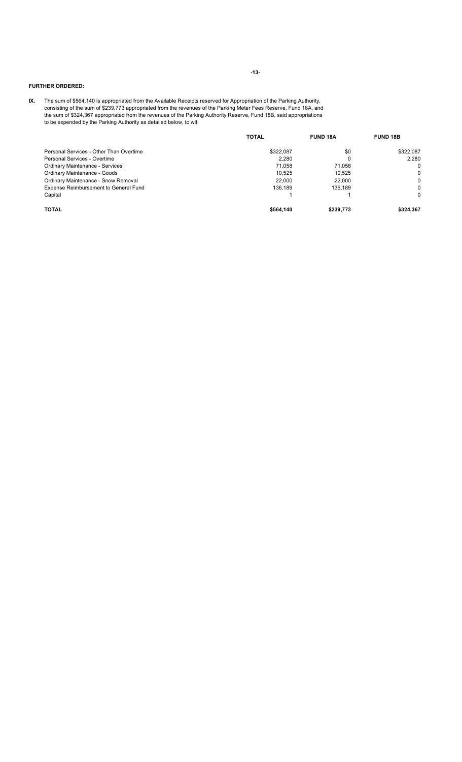**FURTHER ORDERED:**

**IX.** The sum of $564,140 is appropriated from the Available Receipts reserved for Appropriation of the Parking Authority, consisting of the sum of $239,773 appropriated from the revenues of the Parking Meter Fees Reserve, Fund 18A, and the sum of $324,367 appropriated from the revenues of the Parking Authority Reserve, Fund 18B, said appropriations to be expended by the Parking Authority as detailed below, to wit:

| | TOTAL | FUND 18A | FUND 18B |
|---|---|---|---|
| Personal Services - Other Than Overtime | $322,087 | $0 | $322,087 |
| Personal Services - Overtime | 2,280 | 0 | 2,280 |
| Ordinary Maintenance - Services | 71,058 | 71,058 | 0 |
| Ordinary Maintenance - Goods | 10,525 | 10,525 | 0 |
| Ordinary Maintenance - Snow Removal | 22,000 | 22,000 | 0 |
| Expense Reimbursement to General Fund | 136,189 | 136,189 | 0 |
| Capital | 1 | 1 | 0 |
| **TOTAL** | **$564,140** | **$239,773** | **$324,367** |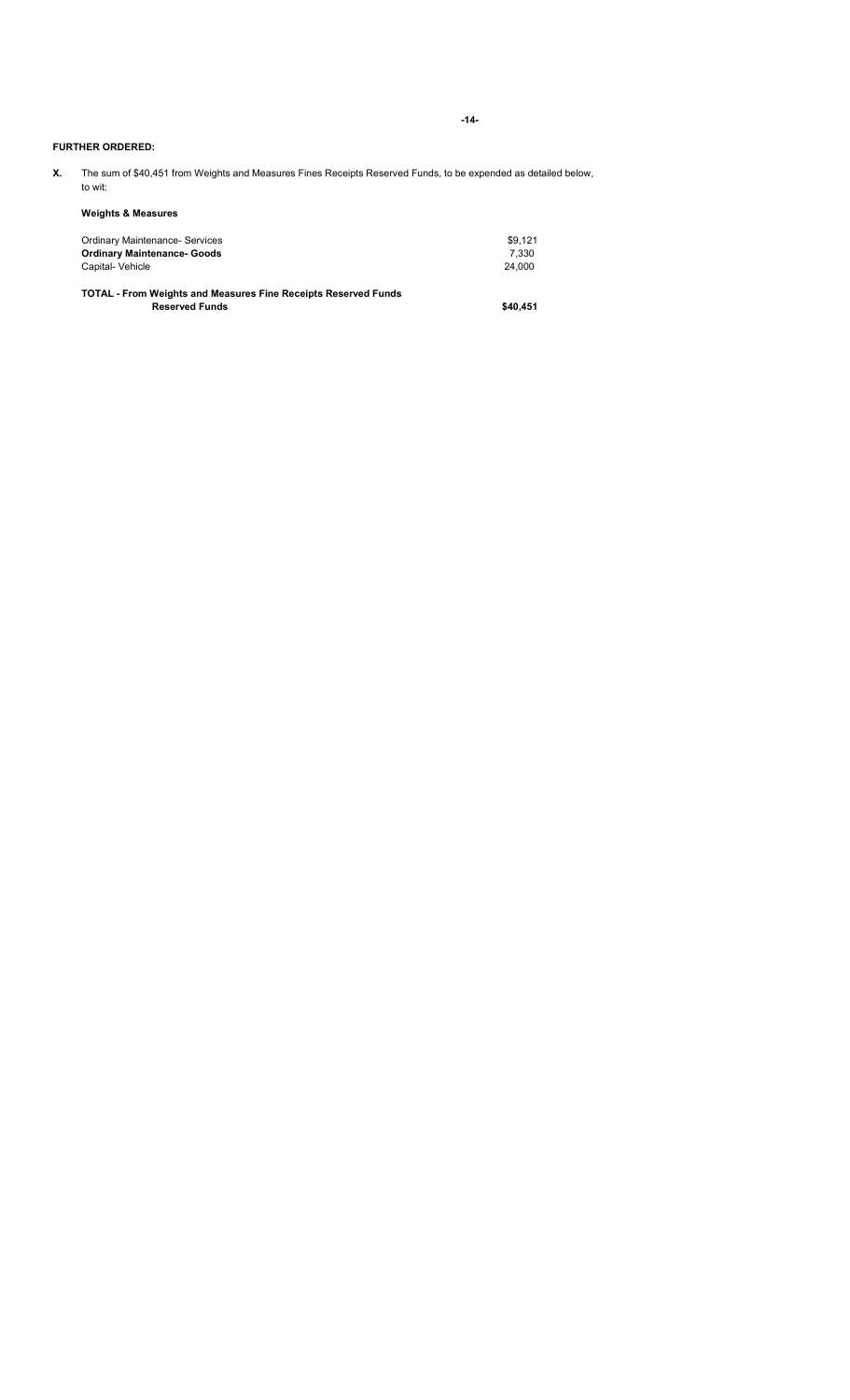**FURTHER ORDERED:**

**X.** The sum of $40,451 from Weights and Measures Fines Receipts Reserved Funds, to be expended as detailed below, to wit:

**Weights & Measures**

| | |
|---|---|
| Ordinary Maintenance- Services | $9,121 |
| **Ordinary Maintenance- Goods** | 7,330 |
| Capital- Vehicle | 24,000 |
| **TOTAL - From Weights and Measures Fine Receipts Reserved Funds Reserved Funds** | **$40,451** |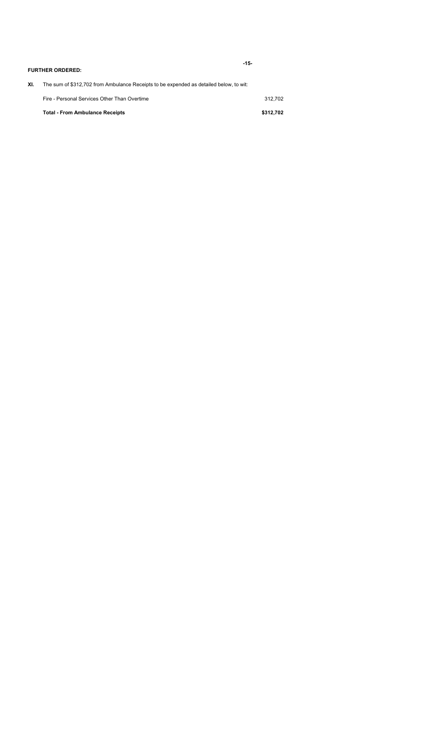**FURTHER ORDERED:**

**XI.** The sum of $312,702 from Ambulance Receipts to be expended as detailed below, to wit:

| | |
|---|---|
| Fire - Personal Services Other Than Overtime | 312,702 |
| **Total - From Ambulance Receipts** | **$312,702** |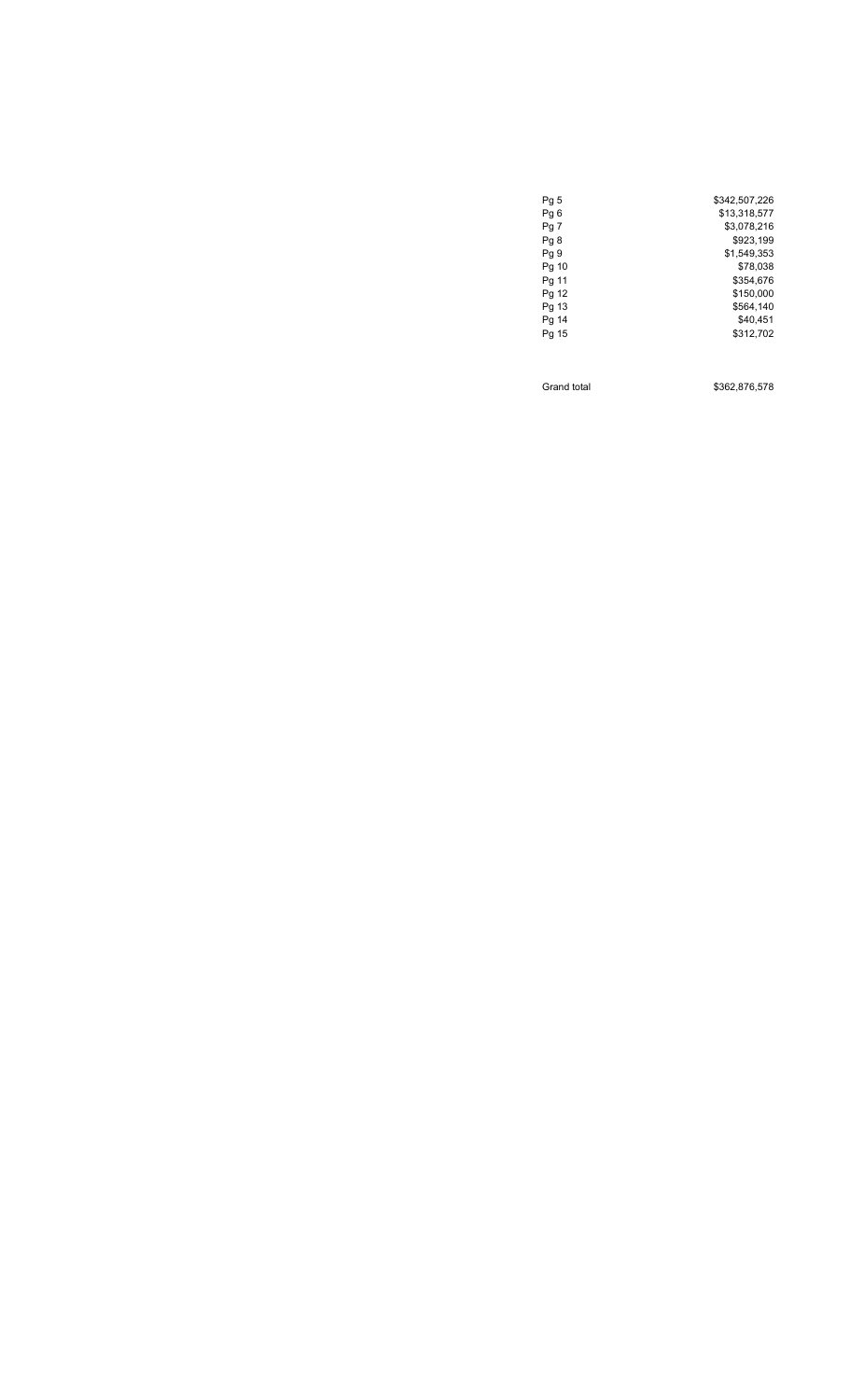| | |
|---|---|
| Pg 5 | $342,507,226 |
| Pg 6 | $13,318,577 |
| Pg 7 | $3,078,216 |
| Pg 8 | $923,199 |
| Pg 9 | $1,549,353 |
| Pg 10 | $78,038 |
| Pg 11 | $354,676 |
| Pg 12 | $150,000 |
| Pg 13 | $564,140 |
| Pg 14 | $40,451 |
| Pg 15 | $312,702 |
| | |
| Grand total | $362,876,578 |